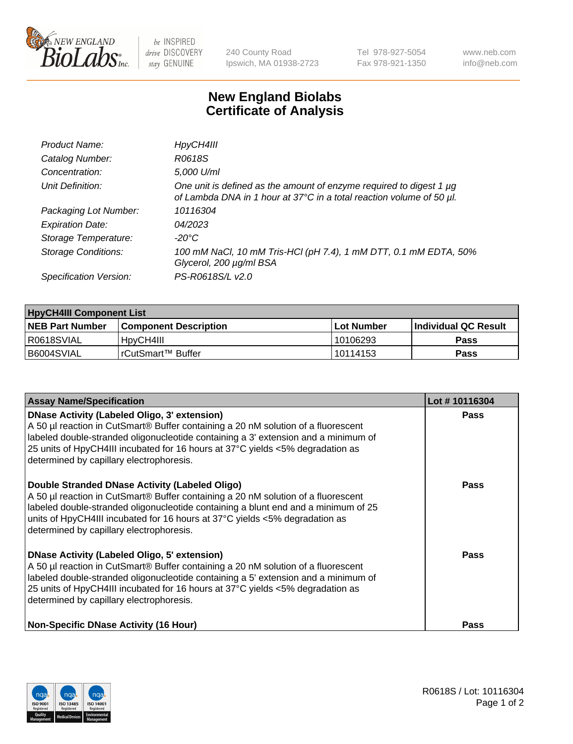# New England Biolabs
# Certificate of Analysis

| | |
|---|---|
| *Product Name:* | *HpyCH4III* |
| *Catalog Number:* | *R0618S* |
| *Concentration:* | *5,000 U/ml* |
| *Unit Definition:* | *One unit is defined as the amount of enzyme required to digest 1 µg of Lambda DNA in 1 hour at 37°C in a total reaction volume of 50 µl.* |
| *Packaging Lot Number:* | *10116304* |
| *Expiration Date:* | *04/2023* |
| *Storage Temperature:* | *-20°C* |
| *Storage Conditions:* | *100 mM NaCl, 10 mM Tris-HCl (pH 7.4), 1 mM DTT, 0.1 mM EDTA, 50% Glycerol, 200 µg/ml BSA* |
| *Specification Version:* | *PS-R0618S/L v2.0* |

| **HpyCH4III Component List** | | | |
|---|---|---|---|
| **NEB Part Number** | **Component Description** | **Lot Number** | **Individual QC Result** |
| R0618SVIAL | HpyCH4III | 10106293 | **Pass** |
| B6004SVIAL | rCutSmart™ Buffer | 10114153 | **Pass** |

| **Assay Name/Specification** | **Lot # 10116304** |
|---|---|
| **DNase Activity (Labeled Oligo, 3' extension)**<br>A 50 µl reaction in CutSmart® Buffer containing a 20 nM solution of a fluorescent labeled double-stranded oligonucleotide containing a 3' extension and a minimum of 25 units of HpyCH4III incubated for 16 hours at 37°C yields <5% degradation as determined by capillary electrophoresis. | **Pass** |
| **Double Stranded DNase Activity (Labeled Oligo)**<br>A 50 µl reaction in CutSmart® Buffer containing a 20 nM solution of a fluorescent labeled double-stranded oligonucleotide containing a blunt end and a minimum of 25 units of HpyCH4III incubated for 16 hours at 37°C yields <5% degradation as determined by capillary electrophoresis. | **Pass** |
| **DNase Activity (Labeled Oligo, 5' extension)**<br>A 50 µl reaction in CutSmart® Buffer containing a 20 nM solution of a fluorescent labeled double-stranded oligonucleotide containing a 5' extension and a minimum of 25 units of HpyCH4III incubated for 16 hours at 37°C yields <5% degradation as determined by capillary electrophoresis. | **Pass** |
| **Non-Specific DNase Activity (16 Hour)** | **Pass** |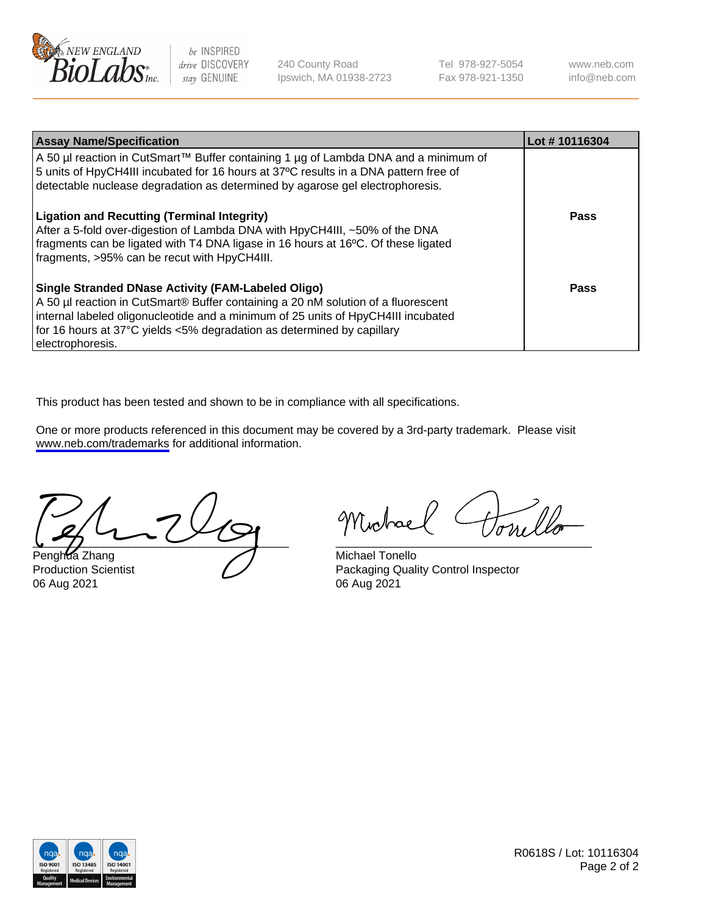be INSPIRED drive DISCOVERY stay GENUINE

240 County Road
Ipswich, MA 01938-2723

Tel 978-927-5054
Fax 978-921-1350

www.neb.com
info@neb.com

| Assay Name/Specification | Lot # 10116304 |
|---|---|
| A 50 µl reaction in CutSmart™ Buffer containing 1 µg of Lambda DNA and a minimum of 5 units of HpyCH4III incubated for 16 hours at 37ºC results in a DNA pattern free of detectable nuclease degradation as determined by agarose gel electrophoresis. | |
| **Ligation and Recutting (Terminal Integrity)** After a 5-fold over-digestion of Lambda DNA with HpyCH4III, ~50% of the DNA fragments can be ligated with T4 DNA ligase in 16 hours at 16ºC. Of these ligated fragments, >95% can be recut with HpyCH4III. | **Pass** |
| **Single Stranded DNase Activity (FAM-Labeled Oligo)** A 50 µl reaction in CutSmart® Buffer containing a 20 nM solution of a fluorescent internal labeled oligonucleotide and a minimum of 25 units of HpyCH4III incubated for 16 hours at 37°C yields <5% degradation as determined by capillary electrophoresis. | **Pass** |

This product has been tested and shown to be in compliance with all specifications.

One or more products referenced in this document may be covered by a 3rd-party trademark. Please visit www.neb.com/trademarks for additional information.

Penghua Zhang
Production Scientist
06 Aug 2021

Michael Tonello
Packaging Quality Control Inspector
06 Aug 2021

R0618S / Lot: 10116304